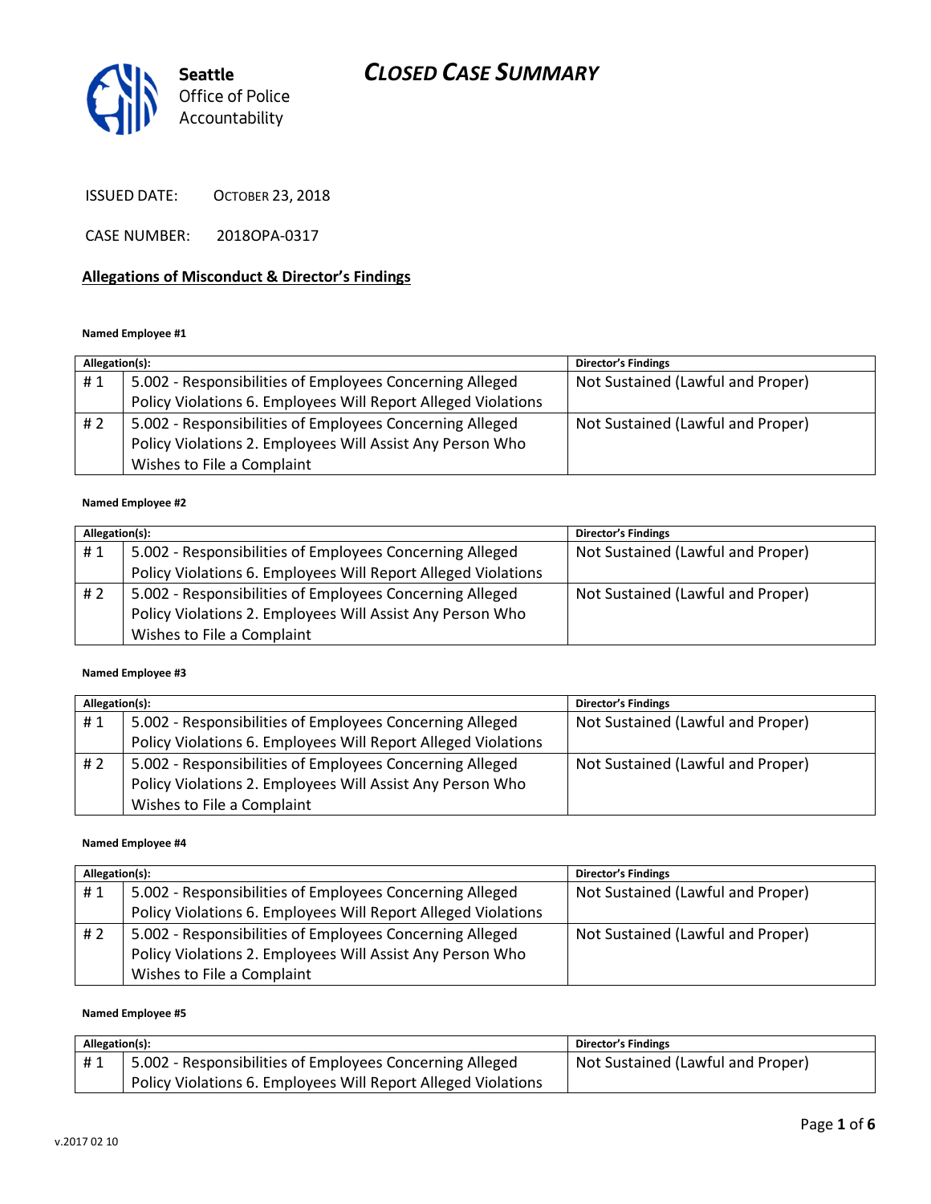# CLOSED CASE SUMMARY

Seattle Office of Police Accountability

ISSUED DATE: OCTOBER 23, 2018

CASE NUMBER: 2018OPA-0317

## Allegations of Misconduct & Director's Findings

**Named Employee #1**

| Allegation(s): | | Director's Findings |
|---|---|---|
| # 1 | 5.002 - Responsibilities of Employees Concerning Alleged Policy Violations 6. Employees Will Report Alleged Violations | Not Sustained (Lawful and Proper) |
| # 2 | 5.002 - Responsibilities of Employees Concerning Alleged Policy Violations 2. Employees Will Assist Any Person Who Wishes to File a Complaint | Not Sustained (Lawful and Proper) |

**Named Employee #2**

| Allegation(s): | | Director's Findings |
|---|---|---|
| # 1 | 5.002 - Responsibilities of Employees Concerning Alleged Policy Violations 6. Employees Will Report Alleged Violations | Not Sustained (Lawful and Proper) |
| # 2 | 5.002 - Responsibilities of Employees Concerning Alleged Policy Violations 2. Employees Will Assist Any Person Who Wishes to File a Complaint | Not Sustained (Lawful and Proper) |

**Named Employee #3**

| Allegation(s): | | Director's Findings |
|---|---|---|
| # 1 | 5.002 - Responsibilities of Employees Concerning Alleged Policy Violations 6. Employees Will Report Alleged Violations | Not Sustained (Lawful and Proper) |
| # 2 | 5.002 - Responsibilities of Employees Concerning Alleged Policy Violations 2. Employees Will Assist Any Person Who Wishes to File a Complaint | Not Sustained (Lawful and Proper) |

**Named Employee #4**

| Allegation(s): | | Director's Findings |
|---|---|---|
| # 1 | 5.002 - Responsibilities of Employees Concerning Alleged Policy Violations 6. Employees Will Report Alleged Violations | Not Sustained (Lawful and Proper) |
| # 2 | 5.002 - Responsibilities of Employees Concerning Alleged Policy Violations 2. Employees Will Assist Any Person Who Wishes to File a Complaint | Not Sustained (Lawful and Proper) |

**Named Employee #5**

| Allegation(s): | | Director's Findings |
|---|---|---|
| # 1 | 5.002 - Responsibilities of Employees Concerning Alleged Policy Violations 6. Employees Will Report Alleged Violations | Not Sustained (Lawful and Proper) |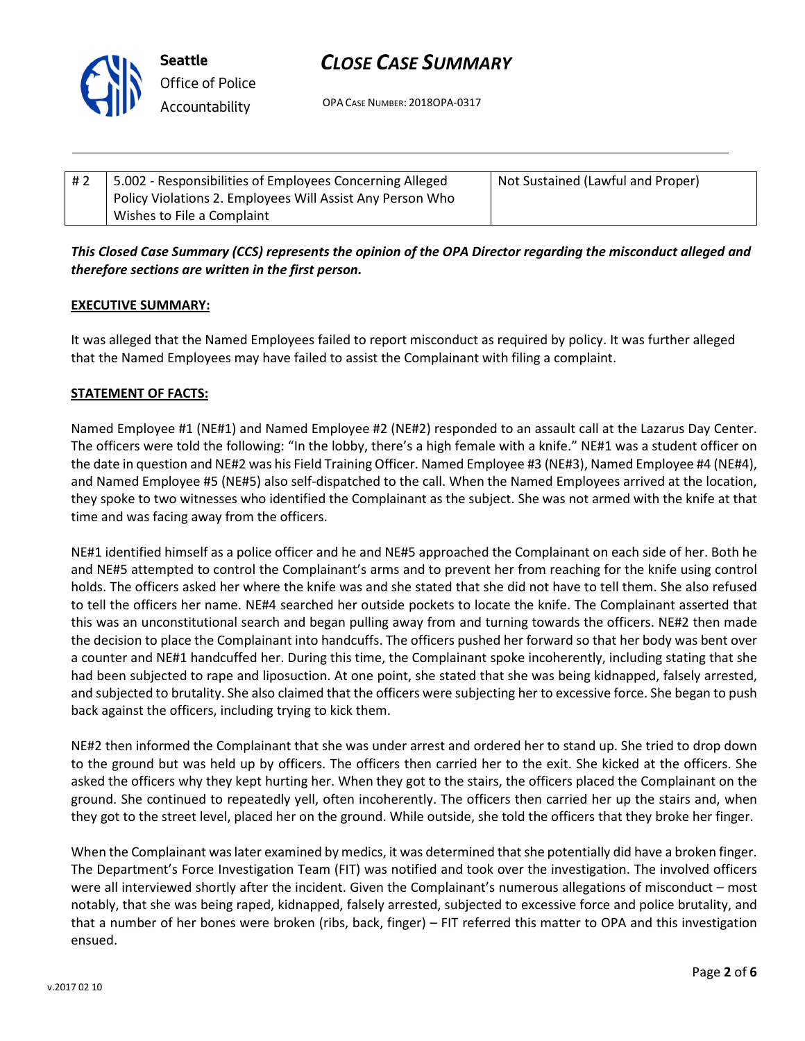| # 2 | 5.002 - Responsibilities of Employees Concerning Alleged Policy Violations 2. Employees Will Assist Any Person Who Wishes to File a Complaint | Not Sustained (Lawful and Proper) |
| --- | --- | --- |

***This Closed Case Summary (CCS) represents the opinion of the OPA Director regarding the misconduct alleged and therefore sections are written in the first person.***

**EXECUTIVE SUMMARY:**

It was alleged that the Named Employees failed to report misconduct as required by policy. It was further alleged that the Named Employees may have failed to assist the Complainant with filing a complaint.

**STATEMENT OF FACTS:**

Named Employee #1 (NE#1) and Named Employee #2 (NE#2) responded to an assault call at the Lazarus Day Center. The officers were told the following: "In the lobby, there's a high female with a knife." NE#1 was a student officer on the date in question and NE#2 was his Field Training Officer. Named Employee #3 (NE#3), Named Employee #4 (NE#4), and Named Employee #5 (NE#5) also self-dispatched to the call. When the Named Employees arrived at the location, they spoke to two witnesses who identified the Complainant as the subject. She was not armed with the knife at that time and was facing away from the officers.

NE#1 identified himself as a police officer and he and NE#5 approached the Complainant on each side of her. Both he and NE#5 attempted to control the Complainant's arms and to prevent her from reaching for the knife using control holds. The officers asked her where the knife was and she stated that she did not have to tell them. She also refused to tell the officers her name. NE#4 searched her outside pockets to locate the knife. The Complainant asserted that this was an unconstitutional search and began pulling away from and turning towards the officers. NE#2 then made the decision to place the Complainant into handcuffs. The officers pushed her forward so that her body was bent over a counter and NE#1 handcuffed her. During this time, the Complainant spoke incoherently, including stating that she had been subjected to rape and liposuction. At one point, she stated that she was being kidnapped, falsely arrested, and subjected to brutality. She also claimed that the officers were subjecting her to excessive force. She began to push back against the officers, including trying to kick them.

NE#2 then informed the Complainant that she was under arrest and ordered her to stand up. She tried to drop down to the ground but was held up by officers. The officers then carried her to the exit. She kicked at the officers. She asked the officers why they kept hurting her. When they got to the stairs, the officers placed the Complainant on the ground. She continued to repeatedly yell, often incoherently. The officers then carried her up the stairs and, when they got to the street level, placed her on the ground. While outside, she told the officers that they broke her finger.

When the Complainant was later examined by medics, it was determined that she potentially did have a broken finger. The Department's Force Investigation Team (FIT) was notified and took over the investigation. The involved officers were all interviewed shortly after the incident. Given the Complainant's numerous allegations of misconduct – most notably, that she was being raped, kidnapped, falsely arrested, subjected to excessive force and police brutality, and that a number of her bones were broken (ribs, back, finger) – FIT referred this matter to OPA and this investigation ensued.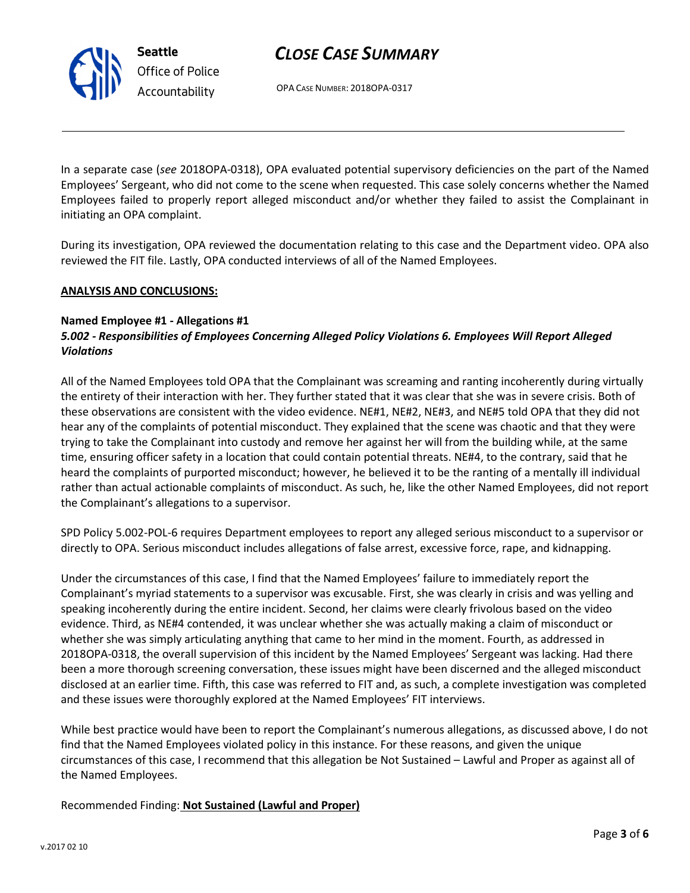In a separate case (*see* 2018OPA-0318), OPA evaluated potential supervisory deficiencies on the part of the Named Employees' Sergeant, who did not come to the scene when requested. This case solely concerns whether the Named Employees failed to properly report alleged misconduct and/or whether they failed to assist the Complainant in initiating an OPA complaint.

During its investigation, OPA reviewed the documentation relating to this case and the Department video. OPA also reviewed the FIT file. Lastly, OPA conducted interviews of all of the Named Employees.

**ANALYSIS AND CONCLUSIONS:**

**Named Employee #1 - Allegations #1**
***5.002 - Responsibilities of Employees Concerning Alleged Policy Violations 6. Employees Will Report Alleged Violations***

All of the Named Employees told OPA that the Complainant was screaming and ranting incoherently during virtually the entirety of their interaction with her. They further stated that it was clear that she was in severe crisis. Both of these observations are consistent with the video evidence. NE#1, NE#2, NE#3, and NE#5 told OPA that they did not hear any of the complaints of potential misconduct. They explained that the scene was chaotic and that they were trying to take the Complainant into custody and remove her against her will from the building while, at the same time, ensuring officer safety in a location that could contain potential threats. NE#4, to the contrary, said that he heard the complaints of purported misconduct; however, he believed it to be the ranting of a mentally ill individual rather than actual actionable complaints of misconduct. As such, he, like the other Named Employees, did not report the Complainant's allegations to a supervisor.

SPD Policy 5.002-POL-6 requires Department employees to report any alleged serious misconduct to a supervisor or directly to OPA. Serious misconduct includes allegations of false arrest, excessive force, rape, and kidnapping.

Under the circumstances of this case, I find that the Named Employees' failure to immediately report the Complainant's myriad statements to a supervisor was excusable. First, she was clearly in crisis and was yelling and speaking incoherently during the entire incident. Second, her claims were clearly frivolous based on the video evidence. Third, as NE#4 contended, it was unclear whether she was actually making a claim of misconduct or whether she was simply articulating anything that came to her mind in the moment. Fourth, as addressed in 2018OPA-0318, the overall supervision of this incident by the Named Employees' Sergeant was lacking. Had there been a more thorough screening conversation, these issues might have been discerned and the alleged misconduct disclosed at an earlier time. Fifth, this case was referred to FIT and, as such, a complete investigation was completed and these issues were thoroughly explored at the Named Employees' FIT interviews.

While best practice would have been to report the Complainant's numerous allegations, as discussed above, I do not find that the Named Employees violated policy in this instance. For these reasons, and given the unique circumstances of this case, I recommend that this allegation be Not Sustained – Lawful and Proper as against all of the Named Employees.

Recommended Finding: **Not Sustained (Lawful and Proper)**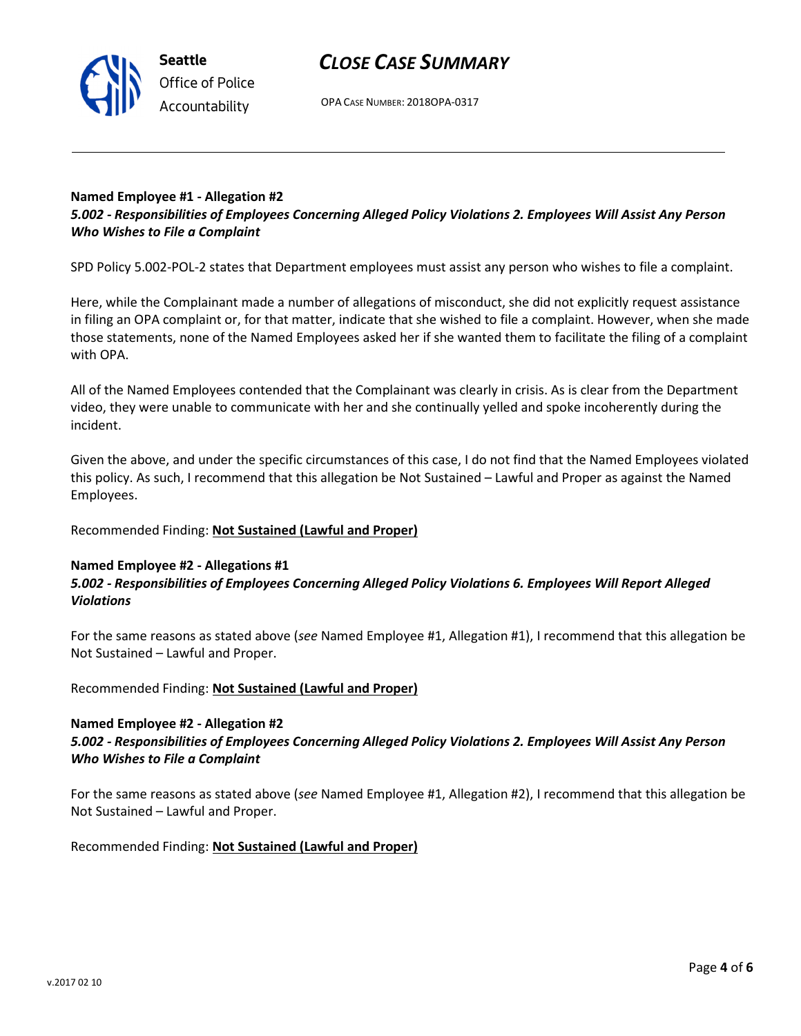**Named Employee #1 - Allegation #2**
***5.002 - Responsibilities of Employees Concerning Alleged Policy Violations 2. Employees Will Assist Any Person Who Wishes to File a Complaint***

SPD Policy 5.002-POL-2 states that Department employees must assist any person who wishes to file a complaint.

Here, while the Complainant made a number of allegations of misconduct, she did not explicitly request assistance in filing an OPA complaint or, for that matter, indicate that she wished to file a complaint. However, when she made those statements, none of the Named Employees asked her if she wanted them to facilitate the filing of a complaint with OPA.

All of the Named Employees contended that the Complainant was clearly in crisis. As is clear from the Department video, they were unable to communicate with her and she continually yelled and spoke incoherently during the incident.

Given the above, and under the specific circumstances of this case, I do not find that the Named Employees violated this policy. As such, I recommend that this allegation be Not Sustained – Lawful and Proper as against the Named Employees.

Recommended Finding: **Not Sustained (Lawful and Proper)**

**Named Employee #2 - Allegations #1**
***5.002 - Responsibilities of Employees Concerning Alleged Policy Violations 6. Employees Will Report Alleged Violations***

For the same reasons as stated above (*see* Named Employee #1, Allegation #1), I recommend that this allegation be Not Sustained – Lawful and Proper.

Recommended Finding: **Not Sustained (Lawful and Proper)**

**Named Employee #2 - Allegation #2**
***5.002 - Responsibilities of Employees Concerning Alleged Policy Violations 2. Employees Will Assist Any Person Who Wishes to File a Complaint***

For the same reasons as stated above (*see* Named Employee #1, Allegation #2), I recommend that this allegation be Not Sustained – Lawful and Proper.

Recommended Finding: **Not Sustained (Lawful and Proper)**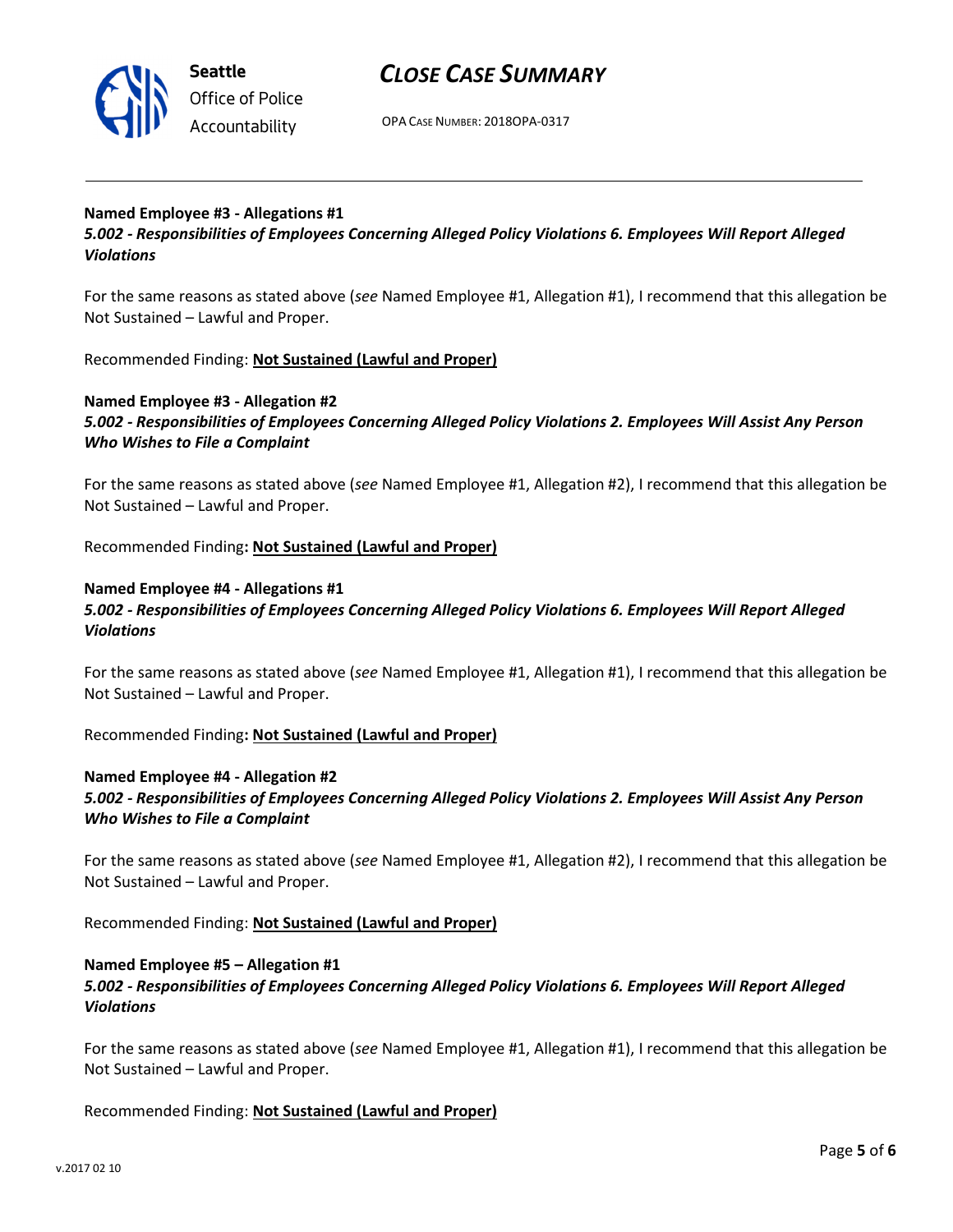**Named Employee #3 - Allegations #1**
***5.002 - Responsibilities of Employees Concerning Alleged Policy Violations 6. Employees Will Report Alleged Violations***

For the same reasons as stated above (*see* Named Employee #1, Allegation #1), I recommend that this allegation be Not Sustained – Lawful and Proper.

Recommended Finding: **Not Sustained (Lawful and Proper)**

**Named Employee #3 - Allegation #2**
***5.002 - Responsibilities of Employees Concerning Alleged Policy Violations 2. Employees Will Assist Any Person Who Wishes to File a Complaint***

For the same reasons as stated above (*see* Named Employee #1, Allegation #2), I recommend that this allegation be Not Sustained – Lawful and Proper.

Recommended Finding**: Not Sustained (Lawful and Proper)**

**Named Employee #4 - Allegations #1**
***5.002 - Responsibilities of Employees Concerning Alleged Policy Violations 6. Employees Will Report Alleged Violations***

For the same reasons as stated above (*see* Named Employee #1, Allegation #1), I recommend that this allegation be Not Sustained – Lawful and Proper.

Recommended Finding**: Not Sustained (Lawful and Proper)**

**Named Employee #4 - Allegation #2**
***5.002 - Responsibilities of Employees Concerning Alleged Policy Violations 2. Employees Will Assist Any Person Who Wishes to File a Complaint***

For the same reasons as stated above (*see* Named Employee #1, Allegation #2), I recommend that this allegation be Not Sustained – Lawful and Proper.

Recommended Finding: **Not Sustained (Lawful and Proper)**

**Named Employee #5 – Allegation #1**
***5.002 - Responsibilities of Employees Concerning Alleged Policy Violations 6. Employees Will Report Alleged Violations***

For the same reasons as stated above (*see* Named Employee #1, Allegation #1), I recommend that this allegation be Not Sustained – Lawful and Proper.

Recommended Finding: **Not Sustained (Lawful and Proper)**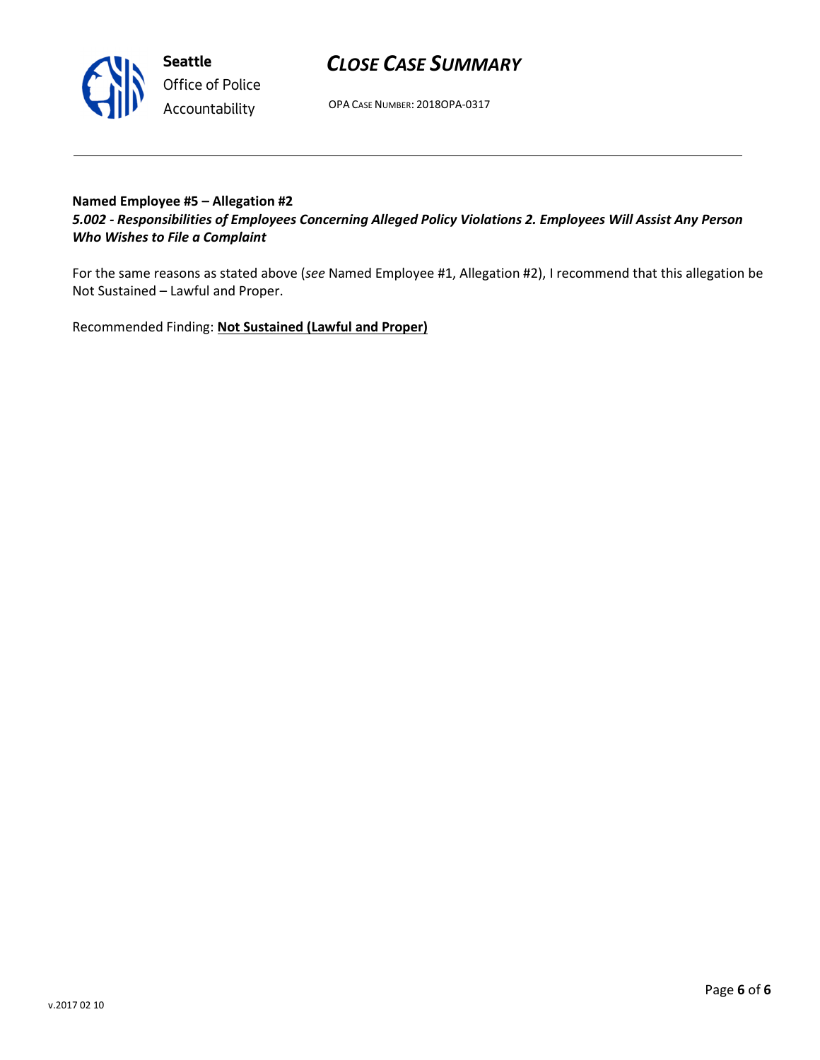**Named Employee #5 – Allegation #2**
***5.002 - Responsibilities of Employees Concerning Alleged Policy Violations 2. Employees Will Assist Any Person Who Wishes to File a Complaint***

For the same reasons as stated above (*see* Named Employee #1, Allegation #2), I recommend that this allegation be Not Sustained – Lawful and Proper.

Recommended Finding: **Not Sustained (Lawful and Proper)**